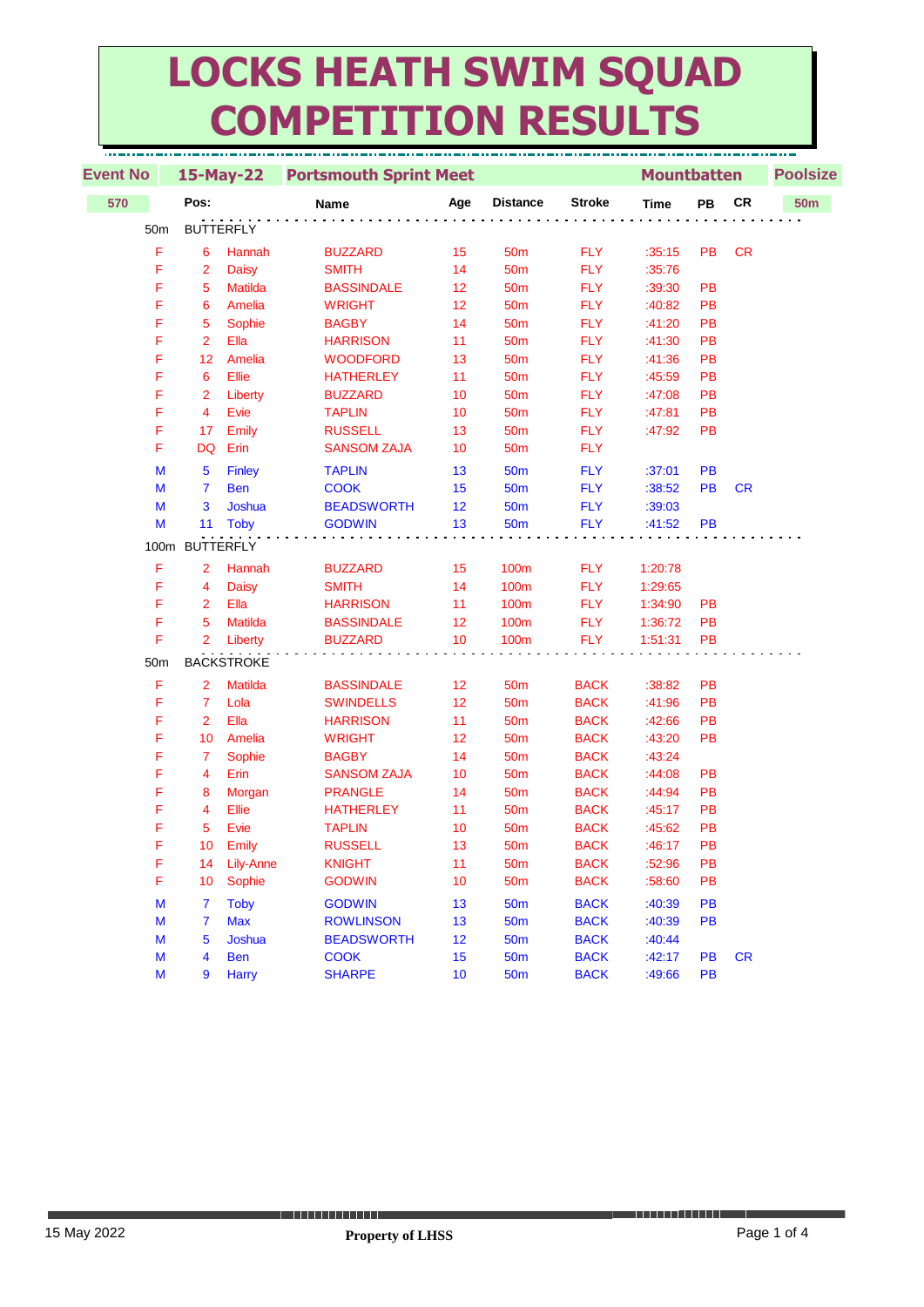# LOCKS HEATH SWIM SQUAD COMPETITION RESULTS

| Event No | 15-May-22 | Portsmouth Sprint Meet | | | | | Mountbatten | | | Poolsize |
|---|---|---|---|---|---|---|---|---|---|---|
| 570 | Pos: | | Name | Age | Distance | Stroke | Time | PB | CR | 50m |

**50m BUTTERFLY**

| | Pos | First Name | Surname | Age | Distance | Stroke | Time | PB | CR |
|---|---|---|---|---|---|---|---|---|---|
| F | 6 | Hannah | BUZZARD | 15 | 50m | FLY | :35:15 | PB | CR |
| F | 2 | Daisy | SMITH | 14 | 50m | FLY | :35:76 | | |
| F | 5 | Matilda | BASSINDALE | 12 | 50m | FLY | :39:30 | PB | |
| F | 6 | Amelia | WRIGHT | 12 | 50m | FLY | :40:82 | PB | |
| F | 5 | Sophie | BAGBY | 14 | 50m | FLY | :41:20 | PB | |
| F | 2 | Ella | HARRISON | 11 | 50m | FLY | :41:30 | PB | |
| F | 12 | Amelia | WOODFORD | 13 | 50m | FLY | :41:36 | PB | |
| F | 6 | Ellie | HATHERLEY | 11 | 50m | FLY | :45:59 | PB | |
| F | 2 | Liberty | BUZZARD | 10 | 50m | FLY | :47:08 | PB | |
| F | 4 | Evie | TAPLIN | 10 | 50m | FLY | :47:81 | PB | |
| F | 17 | Emily | RUSSELL | 13 | 50m | FLY | :47:92 | PB | |
| F | DQ | Erin | SANSOM ZAJA | 10 | 50m | FLY | | | |
| M | 5 | Finley | TAPLIN | 13 | 50m | FLY | :37:01 | PB | |
| M | 7 | Ben | COOK | 15 | 50m | FLY | :38:52 | PB | CR |
| M | 3 | Joshua | BEADSWORTH | 12 | 50m | FLY | :39:03 | | |
| M | 11 | Toby | GODWIN | 13 | 50m | FLY | :41:52 | PB | |

**100m BUTTERFLY**

| | Pos | First Name | Surname | Age | Distance | Stroke | Time | PB | CR |
|---|---|---|---|---|---|---|---|---|---|
| F | 2 | Hannah | BUZZARD | 15 | 100m | FLY | 1:20:78 | | |
| F | 4 | Daisy | SMITH | 14 | 100m | FLY | 1:29:65 | | |
| F | 2 | Ella | HARRISON | 11 | 100m | FLY | 1:34:90 | PB | |
| F | 5 | Matilda | BASSINDALE | 12 | 100m | FLY | 1:36:72 | PB | |
| F | 2 | Liberty | BUZZARD | 10 | 100m | FLY | 1:51:31 | PB | |

**50m BACKSTROKE**

| | Pos | First Name | Surname | Age | Distance | Stroke | Time | PB | CR |
|---|---|---|---|---|---|---|---|---|---|
| F | 2 | Matilda | BASSINDALE | 12 | 50m | BACK | :38:82 | PB | |
| F | 7 | Lola | SWINDELLS | 12 | 50m | BACK | :41:96 | PB | |
| F | 2 | Ella | HARRISON | 11 | 50m | BACK | :42:66 | PB | |
| F | 10 | Amelia | WRIGHT | 12 | 50m | BACK | :43:20 | PB | |
| F | 7 | Sophie | BAGBY | 14 | 50m | BACK | :43:24 | | |
| F | 4 | Erin | SANSOM ZAJA | 10 | 50m | BACK | :44:08 | PB | |
| F | 8 | Morgan | PRANGLE | 14 | 50m | BACK | :44:94 | PB | |
| F | 4 | Ellie | HATHERLEY | 11 | 50m | BACK | :45:17 | PB | |
| F | 5 | Evie | TAPLIN | 10 | 50m | BACK | :45:62 | PB | |
| F | 10 | Emily | RUSSELL | 13 | 50m | BACK | :46:17 | PB | |
| F | 14 | Lily-Anne | KNIGHT | 11 | 50m | BACK | :52:96 | PB | |
| F | 10 | Sophie | GODWIN | 10 | 50m | BACK | :58:60 | PB | |
| M | 7 | Toby | GODWIN | 13 | 50m | BACK | :40:39 | PB | |
| M | 7 | Max | ROWLINSON | 13 | 50m | BACK | :40:39 | PB | |
| M | 5 | Joshua | BEADSWORTH | 12 | 50m | BACK | :40:44 | | |
| M | 4 | Ben | COOK | 15 | 50m | BACK | :42:17 | PB | CR |
| M | 9 | Harry | SHARPE | 10 | 50m | BACK | :49:66 | PB | |

15 May 2022 — **Property of LHSS**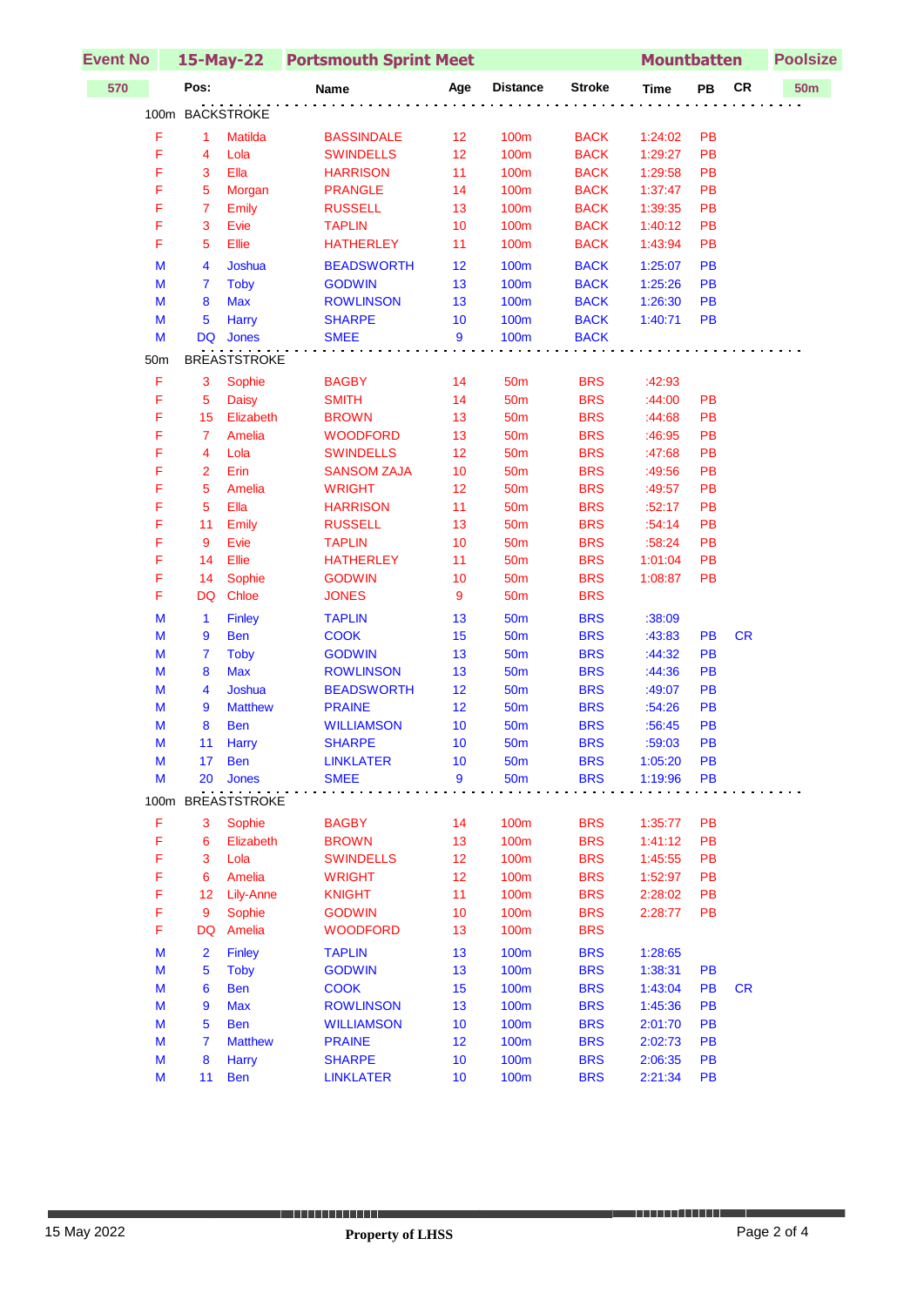| Event No | 15-May-22 | | Portsmouth Sprint Meet | | | | Mountbatten | | | Poolsize |
|---|---|---|---|---|---|---|---|---|---|---|
| 570 | Pos: | | Name | Age | Distance | Stroke | Time | PB | CR | 50m |
| 100m | BACKSTROKE | | | | | | | | | |
| F | 1 | Matilda | BASSINDALE | 12 | 100m | BACK | 1:24:02 | PB | | |
| F | 4 | Lola | SWINDELLS | 12 | 100m | BACK | 1:29:27 | PB | | |
| F | 3 | Ella | HARRISON | 11 | 100m | BACK | 1:29:58 | PB | | |
| F | 5 | Morgan | PRANGLE | 14 | 100m | BACK | 1:37:47 | PB | | |
| F | 7 | Emily | RUSSELL | 13 | 100m | BACK | 1:39:35 | PB | | |
| F | 3 | Evie | TAPLIN | 10 | 100m | BACK | 1:40:12 | PB | | |
| F | 5 | Ellie | HATHERLEY | 11 | 100m | BACK | 1:43:94 | PB | | |
| M | 4 | Joshua | BEADSWORTH | 12 | 100m | BACK | 1:25:07 | PB | | |
| M | 7 | Toby | GODWIN | 13 | 100m | BACK | 1:25:26 | PB | | |
| M | 8 | Max | ROWLINSON | 13 | 100m | BACK | 1:26:30 | PB | | |
| M | 5 | Harry | SHARPE | 10 | 100m | BACK | 1:40:71 | PB | | |
| M | DQ | Jones | SMEE | 9 | 100m | BACK | | | | |
| 50m | BREASTSTROKE | | | | | | | | | |
| F | 3 | Sophie | BAGBY | 14 | 50m | BRS | :42:93 | | | |
| F | 5 | Daisy | SMITH | 14 | 50m | BRS | :44:00 | PB | | |
| F | 15 | Elizabeth | BROWN | 13 | 50m | BRS | :44:68 | PB | | |
| F | 7 | Amelia | WOODFORD | 13 | 50m | BRS | :46:95 | PB | | |
| F | 4 | Lola | SWINDELLS | 12 | 50m | BRS | :47:68 | PB | | |
| F | 2 | Erin | SANSOM ZAJA | 10 | 50m | BRS | :49:56 | PB | | |
| F | 5 | Amelia | WRIGHT | 12 | 50m | BRS | :49:57 | PB | | |
| F | 5 | Ella | HARRISON | 11 | 50m | BRS | :52:17 | PB | | |
| F | 11 | Emily | RUSSELL | 13 | 50m | BRS | :54:14 | PB | | |
| F | 9 | Evie | TAPLIN | 10 | 50m | BRS | :58:24 | PB | | |
| F | 14 | Ellie | HATHERLEY | 11 | 50m | BRS | 1:01:04 | PB | | |
| F | 14 | Sophie | GODWIN | 10 | 50m | BRS | 1:08:87 | PB | | |
| F | DQ | Chloe | JONES | 9 | 50m | BRS | | | | |
| M | 1 | Finley | TAPLIN | 13 | 50m | BRS | :38:09 | | | |
| M | 9 | Ben | COOK | 15 | 50m | BRS | :43:83 | PB | CR | |
| M | 7 | Toby | GODWIN | 13 | 50m | BRS | :44:32 | PB | | |
| M | 8 | Max | ROWLINSON | 13 | 50m | BRS | :44:36 | PB | | |
| M | 4 | Joshua | BEADSWORTH | 12 | 50m | BRS | :49:07 | PB | | |
| M | 9 | Matthew | PRAINE | 12 | 50m | BRS | :54:26 | PB | | |
| M | 8 | Ben | WILLIAMSON | 10 | 50m | BRS | :56:45 | PB | | |
| M | 11 | Harry | SHARPE | 10 | 50m | BRS | :59:03 | PB | | |
| M | 17 | Ben | LINKLATER | 10 | 50m | BRS | 1:05:20 | PB | | |
| M | 20 | Jones | SMEE | 9 | 50m | BRS | 1:19:96 | PB | | |
| 100m | BREASTSTROKE | | | | | | | | | |
| F | 3 | Sophie | BAGBY | 14 | 100m | BRS | 1:35:77 | PB | | |
| F | 6 | Elizabeth | BROWN | 13 | 100m | BRS | 1:41:12 | PB | | |
| F | 3 | Lola | SWINDELLS | 12 | 100m | BRS | 1:45:55 | PB | | |
| F | 6 | Amelia | WRIGHT | 12 | 100m | BRS | 1:52:97 | PB | | |
| F | 12 | Lily-Anne | KNIGHT | 11 | 100m | BRS | 2:28:02 | PB | | |
| F | 9 | Sophie | GODWIN | 10 | 100m | BRS | 2:28:77 | PB | | |
| F | DQ | Amelia | WOODFORD | 13 | 100m | BRS | | | | |
| M | 2 | Finley | TAPLIN | 13 | 100m | BRS | 1:28:65 | | | |
| M | 5 | Toby | GODWIN | 13 | 100m | BRS | 1:38:31 | PB | | |
| M | 6 | Ben | COOK | 15 | 100m | BRS | 1:43:04 | PB | CR | |
| M | 9 | Max | ROWLINSON | 13 | 100m | BRS | 1:45:36 | PB | | |
| M | 5 | Ben | WILLIAMSON | 10 | 100m | BRS | 2:01:70 | PB | | |
| M | 7 | Matthew | PRAINE | 12 | 100m | BRS | 2:02:73 | PB | | |
| M | 8 | Harry | SHARPE | 10 | 100m | BRS | 2:06:35 | PB | | |
| M | 11 | Ben | LINKLATER | 10 | 100m | BRS | 2:21:34 | PB | | |

15 May 2022 **Property of LHSS**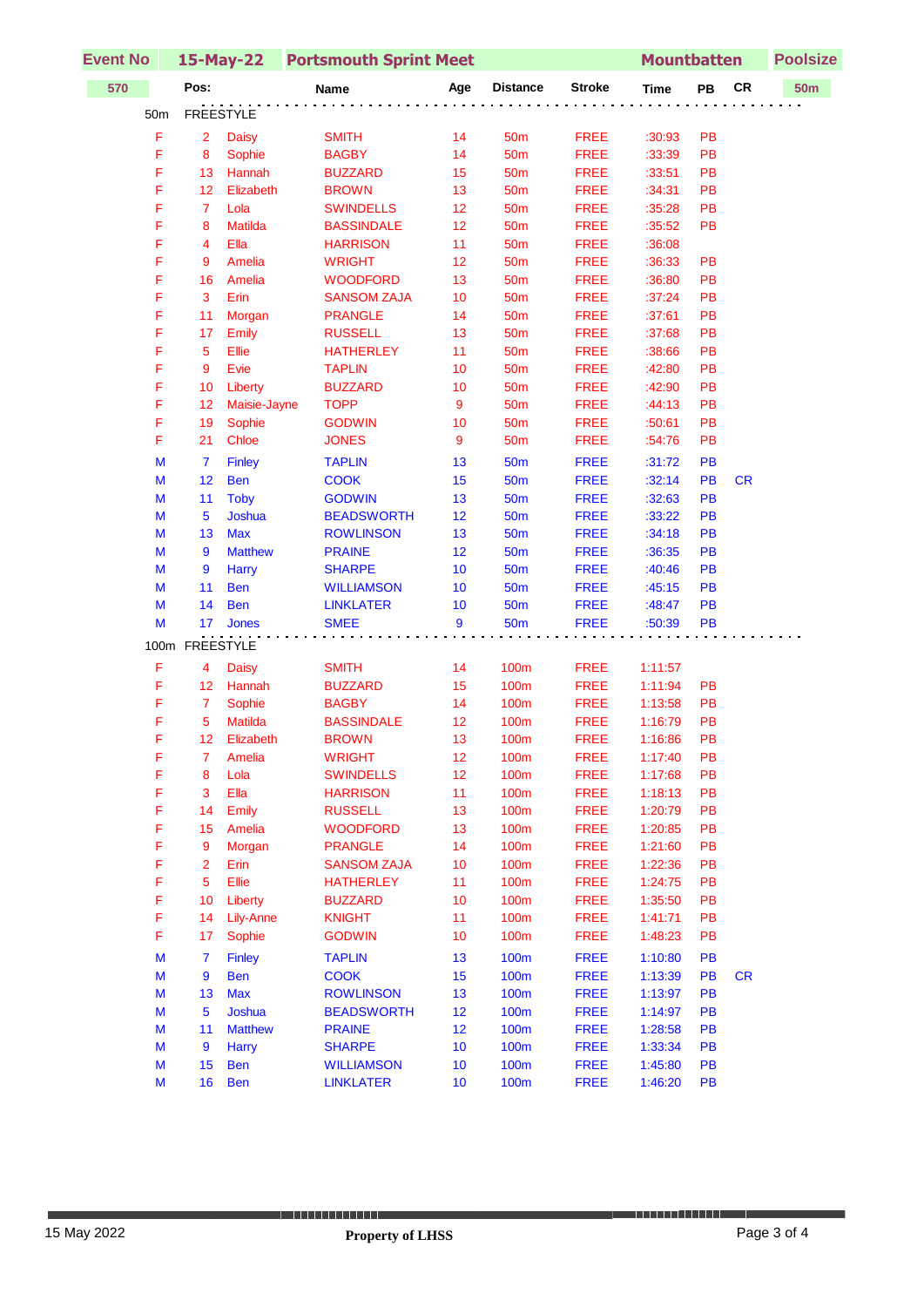| Event No | 15-May-22 | | Portsmouth Sprint Meet | | | | | Mountbatten | | | Poolsize |
|---|---|---|---|---|---|---|---|---|---|---|---|
| 570 | Pos: | | Name | Age | Distance | Stroke | Time | PB | CR | | 50m |

**50m FREESTYLE**

| Sex | Pos | First Name | Surname | Age | Distance | Stroke | Time | PB | CR |
|---|---|---|---|---|---|---|---|---|---|
| F | 2 | Daisy | SMITH | 14 | 50m | FREE | :30:93 | PB | |
| F | 8 | Sophie | BAGBY | 14 | 50m | FREE | :33:39 | PB | |
| F | 13 | Hannah | BUZZARD | 15 | 50m | FREE | :33:51 | PB | |
| F | 12 | Elizabeth | BROWN | 13 | 50m | FREE | :34:31 | PB | |
| F | 7 | Lola | SWINDELLS | 12 | 50m | FREE | :35:28 | PB | |
| F | 8 | Matilda | BASSINDALE | 12 | 50m | FREE | :35:52 | PB | |
| F | 4 | Ella | HARRISON | 11 | 50m | FREE | :36:08 | | |
| F | 9 | Amelia | WRIGHT | 12 | 50m | FREE | :36:33 | PB | |
| F | 16 | Amelia | WOODFORD | 13 | 50m | FREE | :36:80 | PB | |
| F | 3 | Erin | SANSOM ZAJA | 10 | 50m | FREE | :37:24 | PB | |
| F | 11 | Morgan | PRANGLE | 14 | 50m | FREE | :37:61 | PB | |
| F | 17 | Emily | RUSSELL | 13 | 50m | FREE | :37:68 | PB | |
| F | 5 | Ellie | HATHERLEY | 11 | 50m | FREE | :38:66 | PB | |
| F | 9 | Evie | TAPLIN | 10 | 50m | FREE | :42:80 | PB | |
| F | 10 | Liberty | BUZZARD | 10 | 50m | FREE | :42:90 | PB | |
| F | 12 | Maisie-Jayne | TOPP | 9 | 50m | FREE | :44:13 | PB | |
| F | 19 | Sophie | GODWIN | 10 | 50m | FREE | :50:61 | PB | |
| F | 21 | Chloe | JONES | 9 | 50m | FREE | :54:76 | PB | |
| M | 7 | Finley | TAPLIN | 13 | 50m | FREE | :31:72 | PB | |
| M | 12 | Ben | COOK | 15 | 50m | FREE | :32:14 | PB | CR |
| M | 11 | Toby | GODWIN | 13 | 50m | FREE | :32:63 | PB | |
| M | 5 | Joshua | BEADSWORTH | 12 | 50m | FREE | :33:22 | PB | |
| M | 13 | Max | ROWLINSON | 13 | 50m | FREE | :34:18 | PB | |
| M | 9 | Matthew | PRAINE | 12 | 50m | FREE | :36:35 | PB | |
| M | 9 | Harry | SHARPE | 10 | 50m | FREE | :40:46 | PB | |
| M | 11 | Ben | WILLIAMSON | 10 | 50m | FREE | :45:15 | PB | |
| M | 14 | Ben | LINKLATER | 10 | 50m | FREE | :48:47 | PB | |
| M | 17 | Jones | SMEE | 9 | 50m | FREE | :50:39 | PB | |

**100m FREESTYLE**

| Sex | Pos | First Name | Surname | Age | Distance | Stroke | Time | PB | CR |
|---|---|---|---|---|---|---|---|---|---|
| F | 4 | Daisy | SMITH | 14 | 100m | FREE | 1:11:57 | | |
| F | 12 | Hannah | BUZZARD | 15 | 100m | FREE | 1:11:94 | PB | |
| F | 7 | Sophie | BAGBY | 14 | 100m | FREE | 1:13:58 | PB | |
| F | 5 | Matilda | BASSINDALE | 12 | 100m | FREE | 1:16:79 | PB | |
| F | 12 | Elizabeth | BROWN | 13 | 100m | FREE | 1:16:86 | PB | |
| F | 7 | Amelia | WRIGHT | 12 | 100m | FREE | 1:17:40 | PB | |
| F | 8 | Lola | SWINDELLS | 12 | 100m | FREE | 1:17:68 | PB | |
| F | 3 | Ella | HARRISON | 11 | 100m | FREE | 1:18:13 | PB | |
| F | 14 | Emily | RUSSELL | 13 | 100m | FREE | 1:20:79 | PB | |
| F | 15 | Amelia | WOODFORD | 13 | 100m | FREE | 1:20:85 | PB | |
| F | 9 | Morgan | PRANGLE | 14 | 100m | FREE | 1:21:60 | PB | |
| F | 2 | Erin | SANSOM ZAJA | 10 | 100m | FREE | 1:22:36 | PB | |
| F | 5 | Ellie | HATHERLEY | 11 | 100m | FREE | 1:24:75 | PB | |
| F | 10 | Liberty | BUZZARD | 10 | 100m | FREE | 1:35:50 | PB | |
| F | 14 | Lily-Anne | KNIGHT | 11 | 100m | FREE | 1:41:71 | PB | |
| F | 17 | Sophie | GODWIN | 10 | 100m | FREE | 1:48:23 | PB | |
| M | 7 | Finley | TAPLIN | 13 | 100m | FREE | 1:10:80 | PB | |
| M | 9 | Ben | COOK | 15 | 100m | FREE | 1:13:39 | PB | CR |
| M | 13 | Max | ROWLINSON | 13 | 100m | FREE | 1:13:97 | PB | |
| M | 5 | Joshua | BEADSWORTH | 12 | 100m | FREE | 1:14:97 | PB | |
| M | 11 | Matthew | PRAINE | 12 | 100m | FREE | 1:28:58 | PB | |
| M | 9 | Harry | SHARPE | 10 | 100m | FREE | 1:33:34 | PB | |
| M | 15 | Ben | WILLIAMSON | 10 | 100m | FREE | 1:45:80 | PB | |
| M | 16 | Ben | LINKLATER | 10 | 100m | FREE | 1:46:20 | PB | |

15 May 2022 **Property of LHSS**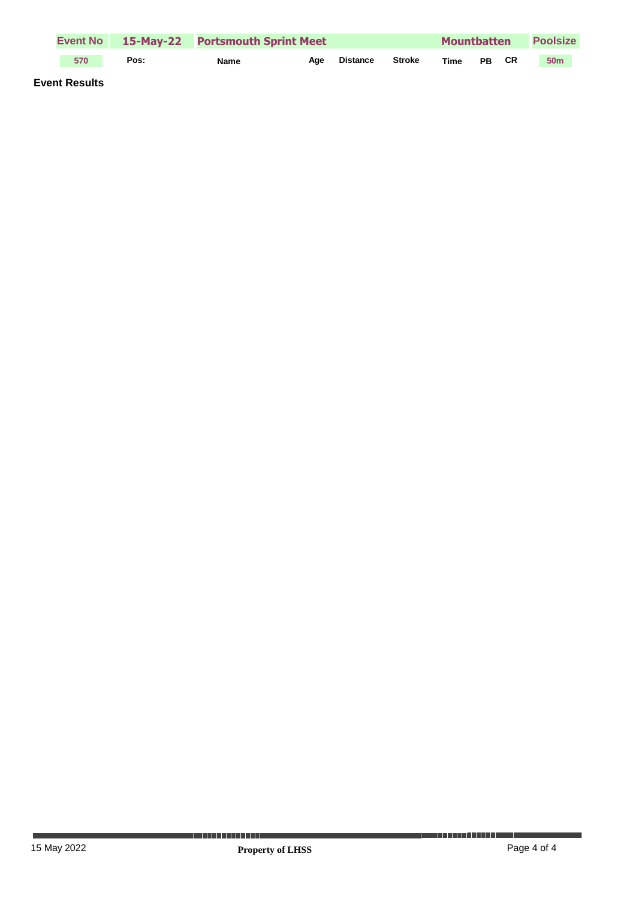| Event No | 15-May-22 | Portsmouth Sprint Meet | | | | Mountbatten | | | Poolsize |
|---|---|---|---|---|---|---|---|---|---|
| 570 | Pos: | Name | Age | Distance | Stroke | Time | PB | CR | 50m |

**Event Results**

15 May 2022

**Property of LHSS**